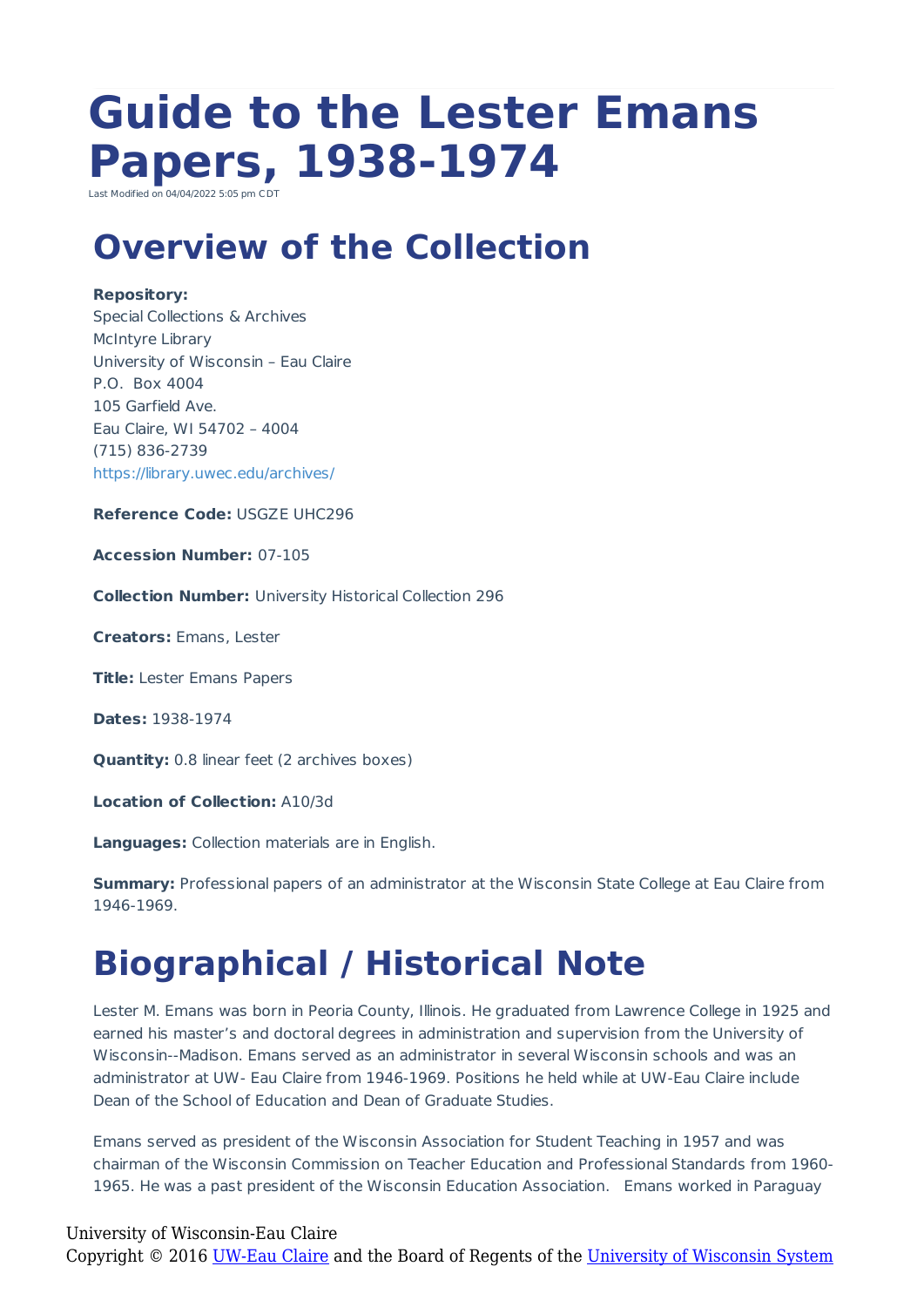# Guide to the Lester Emans Papers, 1938-1974

Last Modified on 04/04/2022 5:05 pm CDT

## Overview of the Collection

**Repository:**
Special Collections & Archives
McIntyre Library
University of Wisconsin – Eau Claire
P.O. Box 4004
105 Garfield Ave.
Eau Claire, WI 54702 – 4004
(715) 836-2739
https://library.uwec.edu/archives/

**Reference Code:** USGZE UHC296

**Accession Number:** 07-105

**Collection Number:** University Historical Collection 296

**Creators:** Emans, Lester

**Title:** Lester Emans Papers

**Dates:** 1938-1974

**Quantity:** 0.8 linear feet (2 archives boxes)

**Location of Collection:** A10/3d

**Languages:** Collection materials are in English.

**Summary:** Professional papers of an administrator at the Wisconsin State College at Eau Claire from 1946-1969.

## Biographical / Historical Note

Lester M. Emans was born in Peoria County, Illinois. He graduated from Lawrence College in 1925 and earned his master's and doctoral degrees in administration and supervision from the University of Wisconsin--Madison. Emans served as an administrator in several Wisconsin schools and was an administrator at UW- Eau Claire from 1946-1969. Positions he held while at UW-Eau Claire include Dean of the School of Education and Dean of Graduate Studies.

Emans served as president of the Wisconsin Association for Student Teaching in 1957 and was chairman of the Wisconsin Commission on Teacher Education and Professional Standards from 1960-1965. He was a past president of the Wisconsin Education Association. Emans worked in Paraguay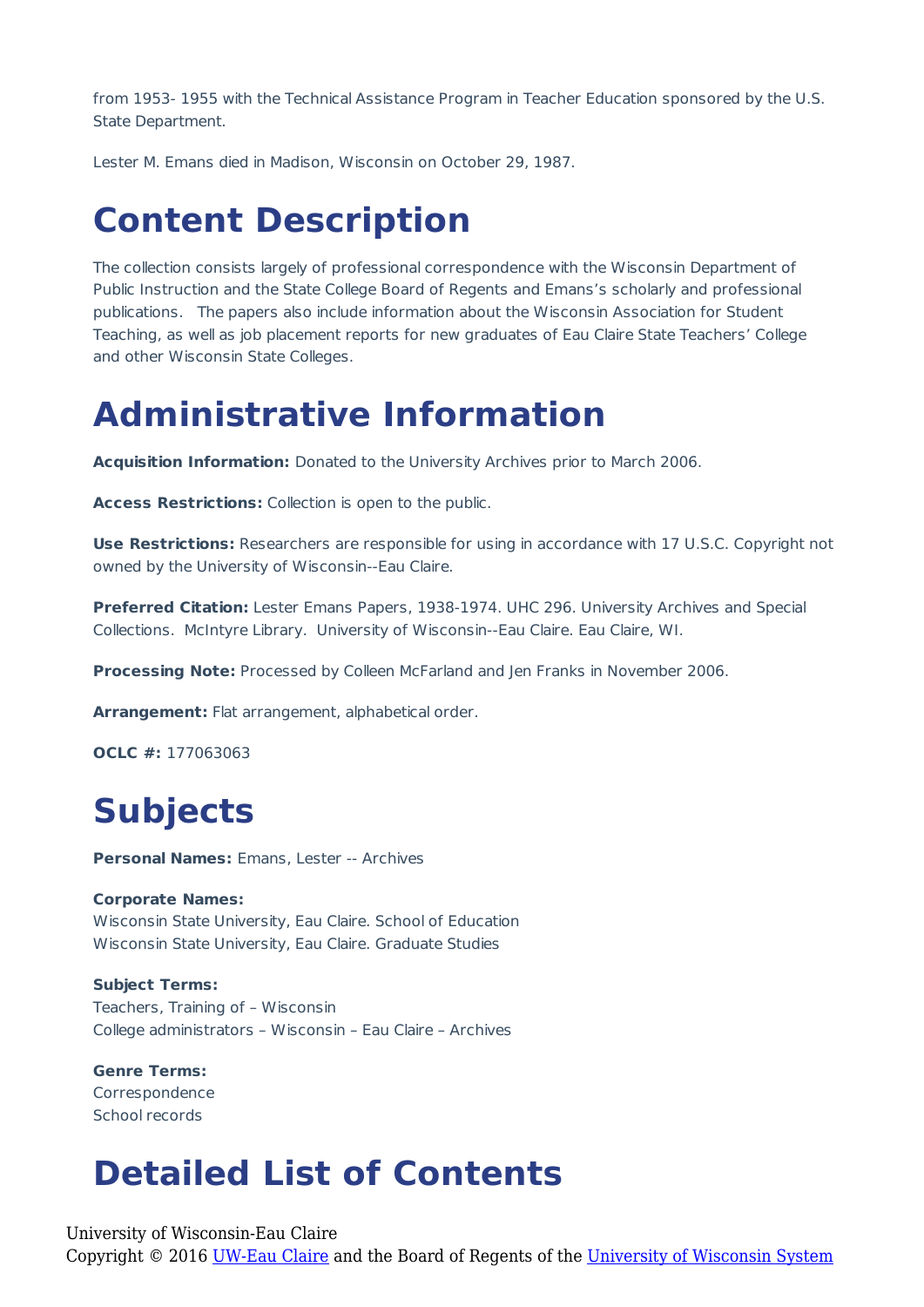from 1953- 1955 with the Technical Assistance Program in Teacher Education sponsored by the U.S. State Department.

Lester M. Emans died in Madison, Wisconsin on October 29, 1987.

# Content Description

The collection consists largely of professional correspondence with the Wisconsin Department of Public Instruction and the State College Board of Regents and Emans's scholarly and professional publications. The papers also include information about the Wisconsin Association for Student Teaching, as well as job placement reports for new graduates of Eau Claire State Teachers' College and other Wisconsin State Colleges.

# Administrative Information

**Acquisition Information:** Donated to the University Archives prior to March 2006.

**Access Restrictions:** Collection is open to the public.

**Use Restrictions:** Researchers are responsible for using in accordance with 17 U.S.C. Copyright not owned by the University of Wisconsin--Eau Claire.

**Preferred Citation:** Lester Emans Papers, 1938-1974. UHC 296. University Archives and Special Collections. McIntyre Library. University of Wisconsin--Eau Claire. Eau Claire, WI.

**Processing Note:** Processed by Colleen McFarland and Jen Franks in November 2006.

**Arrangement:** Flat arrangement, alphabetical order.

**OCLC #:** 177063063

# Subjects

**Personal Names:** Emans, Lester -- Archives

**Corporate Names:**
Wisconsin State University, Eau Claire. School of Education
Wisconsin State University, Eau Claire. Graduate Studies

**Subject Terms:**
Teachers, Training of – Wisconsin
College administrators – Wisconsin – Eau Claire – Archives

**Genre Terms:**
Correspondence
School records

# Detailed List of Contents

University of Wisconsin-Eau Claire
Copyright © 2016 UW-Eau Claire and the Board of Regents of the University of Wisconsin System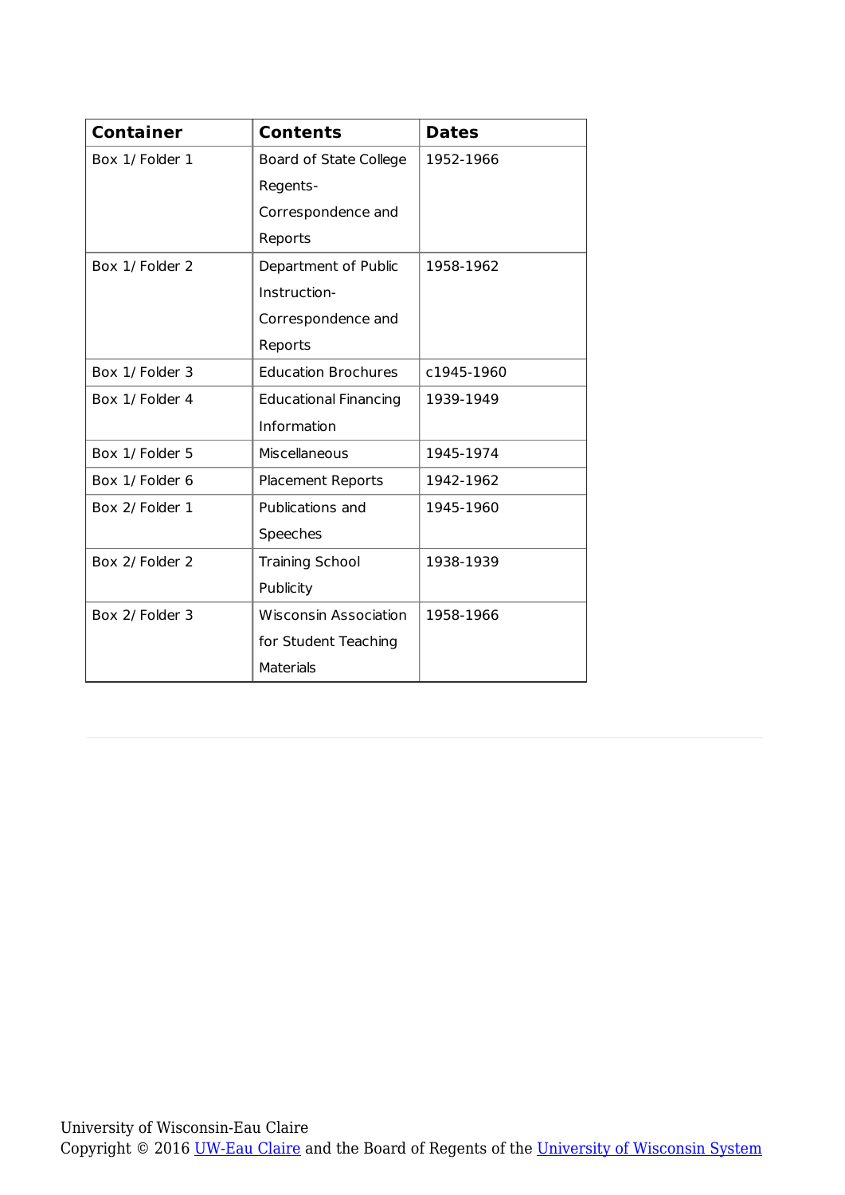| Container | Contents | Dates |
|---|---|---|
| Box 1/ Folder 1 | Board of State College Regents- Correspondence and Reports | 1952-1966 |
| Box 1/ Folder 2 | Department of Public Instruction- Correspondence and Reports | 1958-1962 |
| Box 1/ Folder 3 | Education Brochures | c1945-1960 |
| Box 1/ Folder 4 | Educational Financing Information | 1939-1949 |
| Box 1/ Folder 5 | Miscellaneous | 1945-1974 |
| Box 1/ Folder 6 | Placement Reports | 1942-1962 |
| Box 2/ Folder 1 | Publications and Speeches | 1945-1960 |
| Box 2/ Folder 2 | Training School Publicity | 1938-1939 |
| Box 2/ Folder 3 | Wisconsin Association for Student Teaching Materials | 1958-1966 |

University of Wisconsin-Eau Claire
Copyright © 2016 UW-Eau Claire and the Board of Regents of the University of Wisconsin System